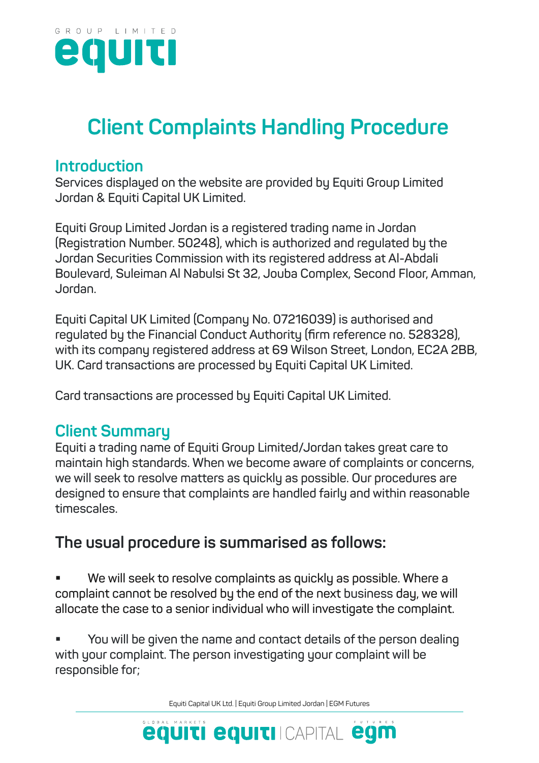# Client Complaints Handling Procedure

## Introduction

Services displayed on the website are provided by Equiti Group Limited Jordan & Equiti Capital UK Limited.

Equiti Group Limited Jordan is a registered trading name in Jordan (Registration Number. 50248), which is authorized and regulated by the Jordan Securities Commission with its registered address at Al-Abdali Boulevard, Suleiman Al Nabulsi St 32, Jouba Complex, Second Floor, Amman, Jordan.

Equiti Capital UK Limited (Company No. 07216039) is authorised and regulated by the Financial Conduct Authority (firm reference no. 528328), with its company registered address at 69 Wilson Street, London, EC2A 2BB, UK. Card transactions are processed by Equiti Capital UK Limited.

Card transactions are processed by Equiti Capital UK Limited.

## Client Summary

Equiti a trading name of Equiti Group Limited/Jordan takes great care to maintain high standards. When we become aware of complaints or concerns, we will seek to resolve matters as quickly as possible. Our procedures are designed to ensure that complaints are handled fairly and within reasonable timescales.

### The usual procedure is summarised as follows:

- We will seek to resolve complaints as quickly as possible. Where a complaint cannot be resolved by the end of the next business day, we will allocate the case to a senior individual who will investigate the complaint.

- You will be given the name and contact details of the person dealing with your complaint. The person investigating your complaint will be responsible for;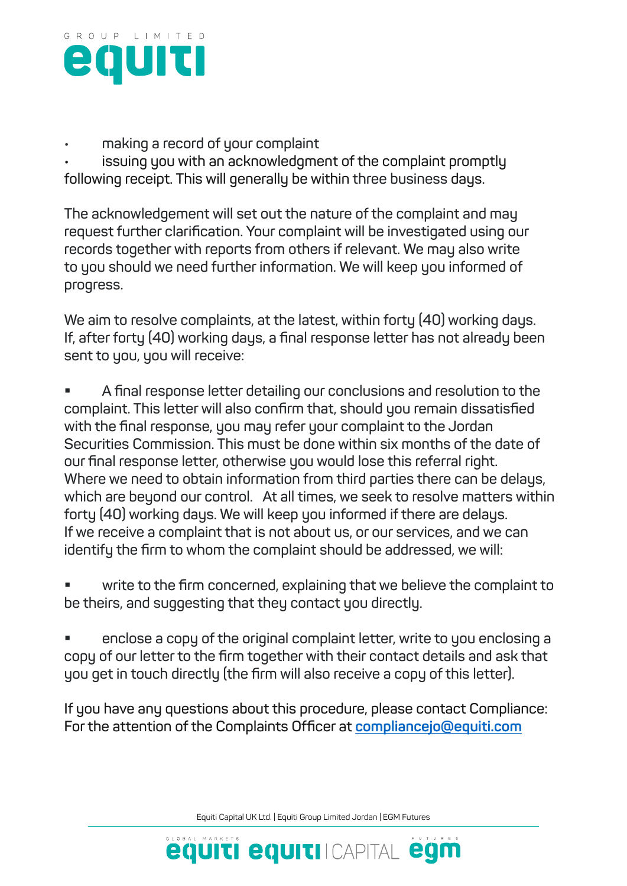- making a record of your complaint
- issuing you with an acknowledgment of the complaint promptly following receipt. This will generally be within three business days.

The acknowledgement will set out the nature of the complaint and may request further clarification. Your complaint will be investigated using our records together with reports from others if relevant. We may also write to you should we need further information. We will keep you informed of progress.

We aim to resolve complaints, at the latest, within forty (40) working days. If, after forty (40) working days, a final response letter has not already been sent to you, you will receive:

- A final response letter detailing our conclusions and resolution to the complaint. This letter will also confirm that, should you remain dissatisfied with the final response, you may refer your complaint to the Jordan Securities Commission. This must be done within six months of the date of our final response letter, otherwise you would lose this referral right.

Where we need to obtain information from third parties there can be delays, which are beyond our control. At all times, we seek to resolve matters within forty (40) working days. We will keep you informed if there are delays.
If we receive a complaint that is not about us, or our services, and we can identify the firm to whom the complaint should be addressed, we will:

- write to the firm concerned, explaining that we believe the complaint to be theirs, and suggesting that they contact you directly.

- enclose a copy of the original complaint letter, write to you enclosing a copy of our letter to the firm together with their contact details and ask that you get in touch directly (the firm will also receive a copy of this letter).

If you have any questions about this procedure, please contact Compliance:
For the attention of the Complaints Officer at compliancejo@equiti.com